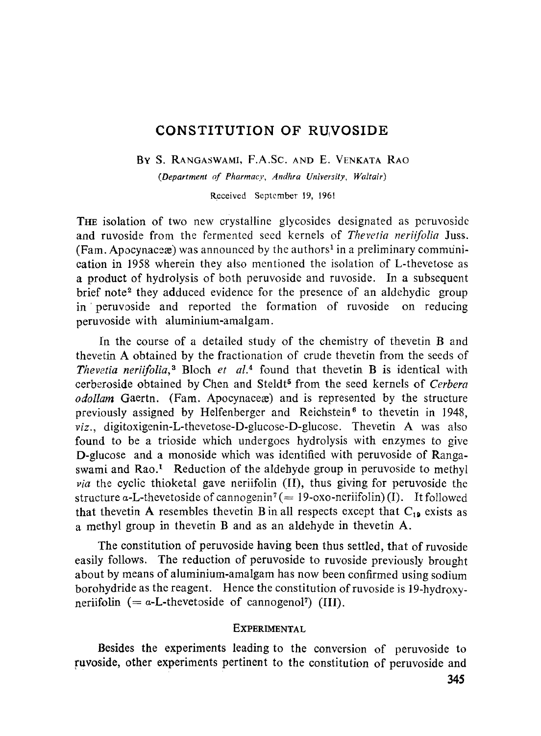# CONSTITUTION OF RUVOSIDE

By S. Rangaswami, F.A.Sc. and E. Venkata Rao

*(Department of Pharmacy, Andhra University, Waltair)*

Received September 19, 1961

The isolation of two new crystalline glycosides designated as peruvoside and ruvoside from the fermented seed kernels of *Thevetia neriifolia* Juss. (Fam. Apocynaceæ) was announced by the authors[1] in a preliminary communication in 1958 wherein they also mentioned the isolation of L-thevetose as a product of hydrolysis of both peruvoside and ruvoside. In a subsequent brief note[2] they adduced evidence for the presence of an aldehydic group in peruvoside and reported the formation of ruvoside on reducing peruvoside with aluminium-amalgam.

In the course of a detailed study of the chemistry of thevetin B and thevetin A obtained by the fractionation of crude thevetin from the seeds of *Thevetia neriifolia*,[3] Bloch *et al.*[4] found that thevetin B is identical with cerberoside obtained by Chen and Steldt[5] from the seed kernels of *Cerbera odollam* Gaertn. (Fam. Apocynaceæ) and is represented by the structure previously assigned by Helfenberger and Reichstein[6] to thevetin in 1948, *viz.*, digitoxigenin-L-thevetose-D-glucose-D-glucose. Thevetin A was also found to be a trioside which undergoes hydrolysis with enzymes to give D-glucose and a monoside which was identified with peruvoside of Rangaswami and Rao.[1] Reduction of the aldehyde group in peruvoside to methyl *via* the cyclic thioketal gave neriifolin (II), thus giving for peruvoside the structure α-L-thevetoside of cannogenin[7] (= 19-oxo-neriifolin) (I). It followed that thevetin A resembles thevetin B in all respects except that $C_{19}$ exists as a methyl group in thevetin B and as an aldehyde in thevetin A.

The constitution of peruvoside having been thus settled, that of ruvoside easily follows. The reduction of peruvoside to ruvoside previously brought about by means of aluminium-amalgam has now been confirmed using sodium borohydride as the reagent. Hence the constitution of ruvoside is 19-hydroxy-neriifolin (= α-L-thevetoside of cannogenol[7]) (III).

## Experimental

Besides the experiments leading to the conversion of peruvoside to ruvoside, other experiments pertinent to the constitution of peruvoside and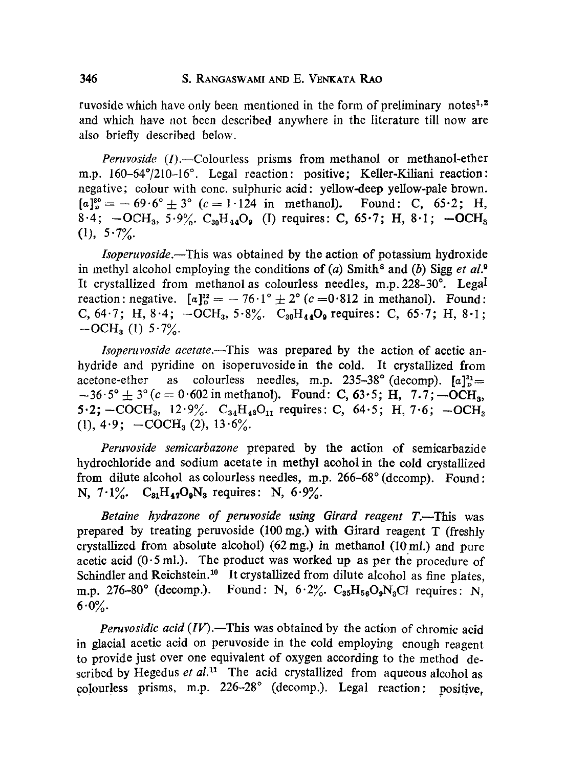ruvoside which have only been mentioned in the form of preliminary notes[1,2] and which have not been described anywhere in the literature till now are also briefly described below.

*Peruvoside (I).*—Colourless prisms from methanol or methanol-ether m.p. 160–64°/210–16°. Legal reaction: positive; Keller-Kiliani reaction: negative; colour with conc. sulphuric acid: yellow-deep yellow-pale brown. $[\alpha]_D^{30} = -69 \cdot 6° \pm 3°$ ($c = 1 \cdot 124$ in methanol). Found: C, 65·2; H, 8·4; $-OCH_3$, 5·9%. $C_{30}H_{44}O_9$ (I) requires: C, 65·7; H, 8·1; $-OCH_3$ (1), 5·7%.

*Isoperuvoside.*—This was obtained by the action of potassium hydroxide in methyl alcohol employing the conditions of (*a*) Smith[8] and (*b*) Sigg *et al.*[9] It crystallized from methanol as colourless needles, m.p. 228–30°. Legal reaction: negative. $[\alpha]_D^{32} = -76 \cdot 1° \pm 2°$ ($c = 0 \cdot 812$ in methanol). Found: C, 64·7; H, 8·4; $-OCH_3$, 5·8%. $C_{30}H_{44}O_9$ requires: C, 65·7; H, 8·1; $-OCH_3$ (1) 5·7%.

*Isoperuvoside acetate.*—This was prepared by the action of acetic anhydride and pyridine on isoperuvoside in the cold. It crystallized from acetone-ether as colourless needles, m.p. 235–38° (decomp). $[\alpha]_D^{31} = -36 \cdot 5° \pm 3°$ ($c = 0 \cdot 602$ in methanol). Found: C, 63·5; H, 7·7; $-OCH_3$, 5·2; $-COCH_3$, 12·9%. $C_{34}H_{48}O_{11}$ requires: C, 64·5; H, 7·6; $-OCH_3$ (1), 4·9; $-COCH_3$ (2), 13·6%.

*Peruvoside semicarbazone* prepared by the action of semicarbazide hydrochloride and sodium acetate in methyl acohol in the cold crystallized from dilute alcohol as colourless needles, m.p. 266–68° (decomp). Found: N, 7·1%. $C_{31}H_{47}O_9N_3$ requires: N, 6·9%.

*Betaine hydrazone of peruvoside using Girard reagent T.*—This was prepared by treating peruvoside (100 mg.) with Girard reagent T (freshly crystallized from absolute alcohol) (62 mg.) in methanol (10 ml.) and pure acetic acid (0·5 ml.). The product was worked up as per the procedure of Schindler and Reichstein.[10] It crystallized from dilute alcohol as fine plates, m.p. 276–80° (decomp.). Found: N, 6·2%. $C_{35}H_{56}O_9N_3Cl$ requires: N, 6·0%.

*Peruvosidic acid (IV).*—This was obtained by the action of chromic acid in glacial acetic acid on peruvoside in the cold employing enough reagent to provide just over one equivalent of oxygen according to the method described by Hegedus *et al.*[11] The acid crystallized from aqueous alcohol as colourless prisms, m.p. 226–28° (decomp.). Legal reaction: positive,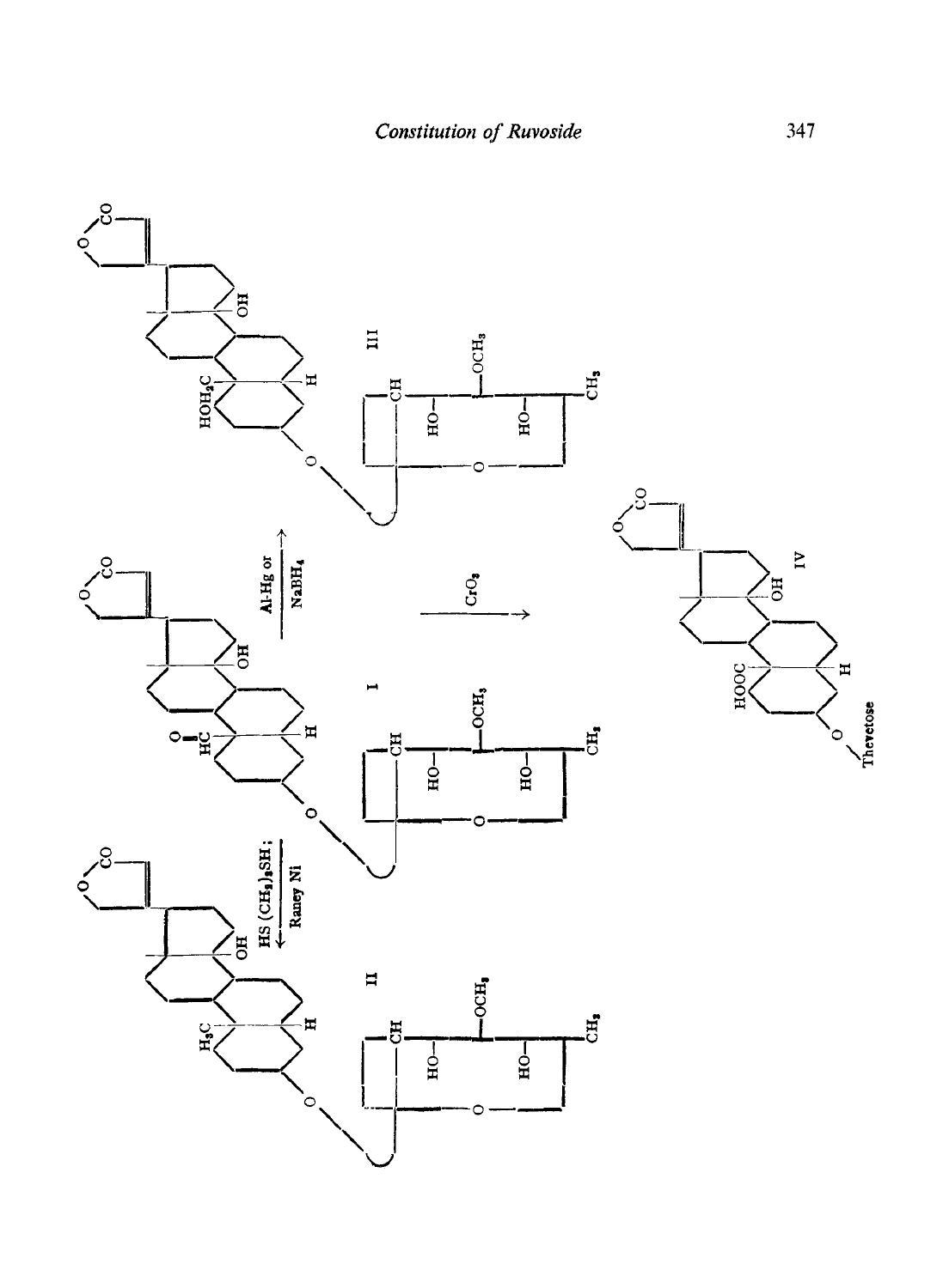II ← $HS(CH_2)_3SH$; Raney Ni ← I → Al-Hg or $NaBH_4$ → III

I → $CrO_3$ → IV

IV: Thevetose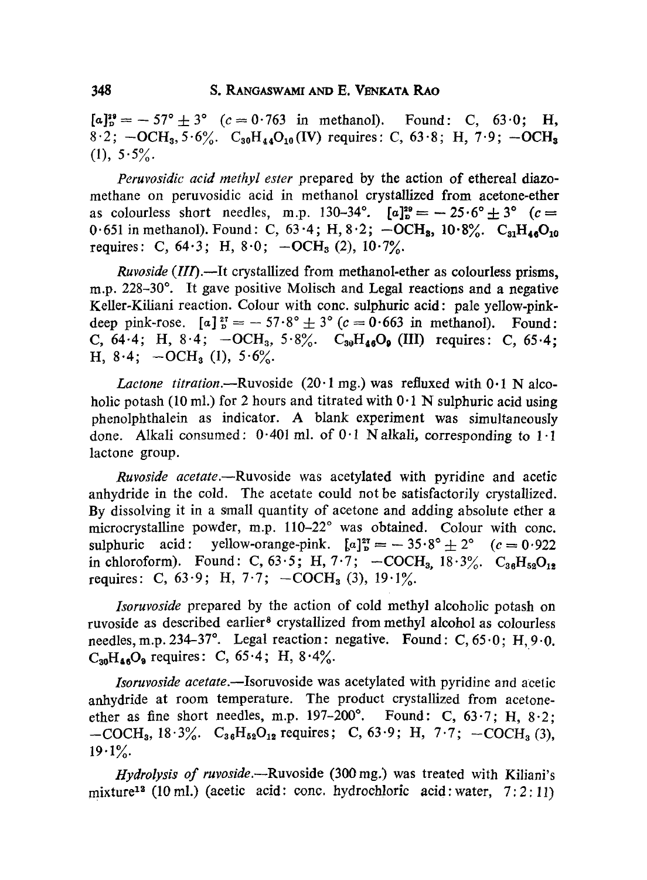$[\alpha]_D^{29} = -57° \pm 3°$ ($c = 0{\cdot}763$ in methanol). Found: C, 63·0; H, 8·2; $-OCH_3$, 5·6%. $C_{30}H_{44}O_{10}$ (IV) requires: C, 63·8; H, 7·9; $-OCH_3$ (1), 5·5%.

*Peruvosidic acid methyl ester* prepared by the action of ethereal diazomethane on peruvosidic acid in methanol crystallized from acetone-ether as colourless short needles, m.p. 130–34°. $[\alpha]_D^{29} = -25{\cdot}6° \pm 3°$ ($c = 0{\cdot}651$ in methanol). Found: C, 63·4; H, 8·2; $-OCH_3$, 10·8%. $C_{31}H_{46}O_{10}$ requires: C, 64·3; H, 8·0; $-OCH_3$ (2), 10·7%.

*Ruvoside (III).*—It crystallized from methanol-ether as colourless prisms, m.p. 228–30°. It gave positive Molisch and Legal reactions and a negative Keller-Kiliani reaction. Colour with conc. sulphuric acid: pale yellow-pink-deep pink-rose. $[\alpha]_D^{27} = -57{\cdot}8° \pm 3°$ ($c = 0{\cdot}663$ in methanol). Found: C, 64·4; H, 8·4; $-OCH_3$, 5·8%. $C_{30}H_{46}O_9$ (III) requires: C, 65·4; H, 8·4; $-OCH_3$ (1), 5·6%.

*Lactone titration.*—Ruvoside (20·1 mg.) was refluxed with 0·1 N alcoholic potash (10 ml.) for 2 hours and titrated with 0·1 N sulphuric acid using phenolphthalein as indicator. A blank experiment was simultaneously done. Alkali consumed: 0·401 ml. of 0·1 N alkali, corresponding to 1·1 lactone group.

*Ruvoside acetate.*—Ruvoside was acetylated with pyridine and acetic anhydride in the cold. The acetate could not be satisfactorily crystallized. By dissolving it in a small quantity of acetone and adding absolute ether a microcrystalline powder, m.p. 110–22° was obtained. Colour with conc. sulphuric acid: yellow-orange-pink. $[\alpha]_D^{27} = -35{\cdot}8° \pm 2°$ ($c = 0{\cdot}922$ in chloroform). Found: C, 63·5; H, 7·7; $-COCH_3$, 18·3%. $C_{36}H_{52}O_{12}$ requires: C, 63·9; H, 7·7; $-COCH_3$ (3), 19·1%.

*Isoruvoside* prepared by the action of cold methyl alcoholic potash on ruvoside as described earlier[8] crystallized from methyl alcohol as colourless needles, m.p. 234–37°. Legal reaction: negative. Found: C, 65·0; H, 9·0. $C_{30}H_{46}O_9$ requires: C, 65·4; H, 8·4%.

*Isoruvoside acetate.*—Isoruvoside was acetylated with pyridine and acetic anhydride at room temperature. The product crystallized from acetone-ether as fine short needles, m.p. 197–200°. Found: C, 63·7; H, 8·2; $-COCH_3$, 18·3%. $C_{36}H_{52}O_{12}$ requires; C, 63·9; H, 7·7; $-COCH_3$ (3), 19·1%.

*Hydrolysis of ruvoside.*—Ruvoside (300 mg.) was treated with Kiliani's mixture[13] (10 ml.) (acetic acid: conc. hydrochloric acid: water, 7:2:11)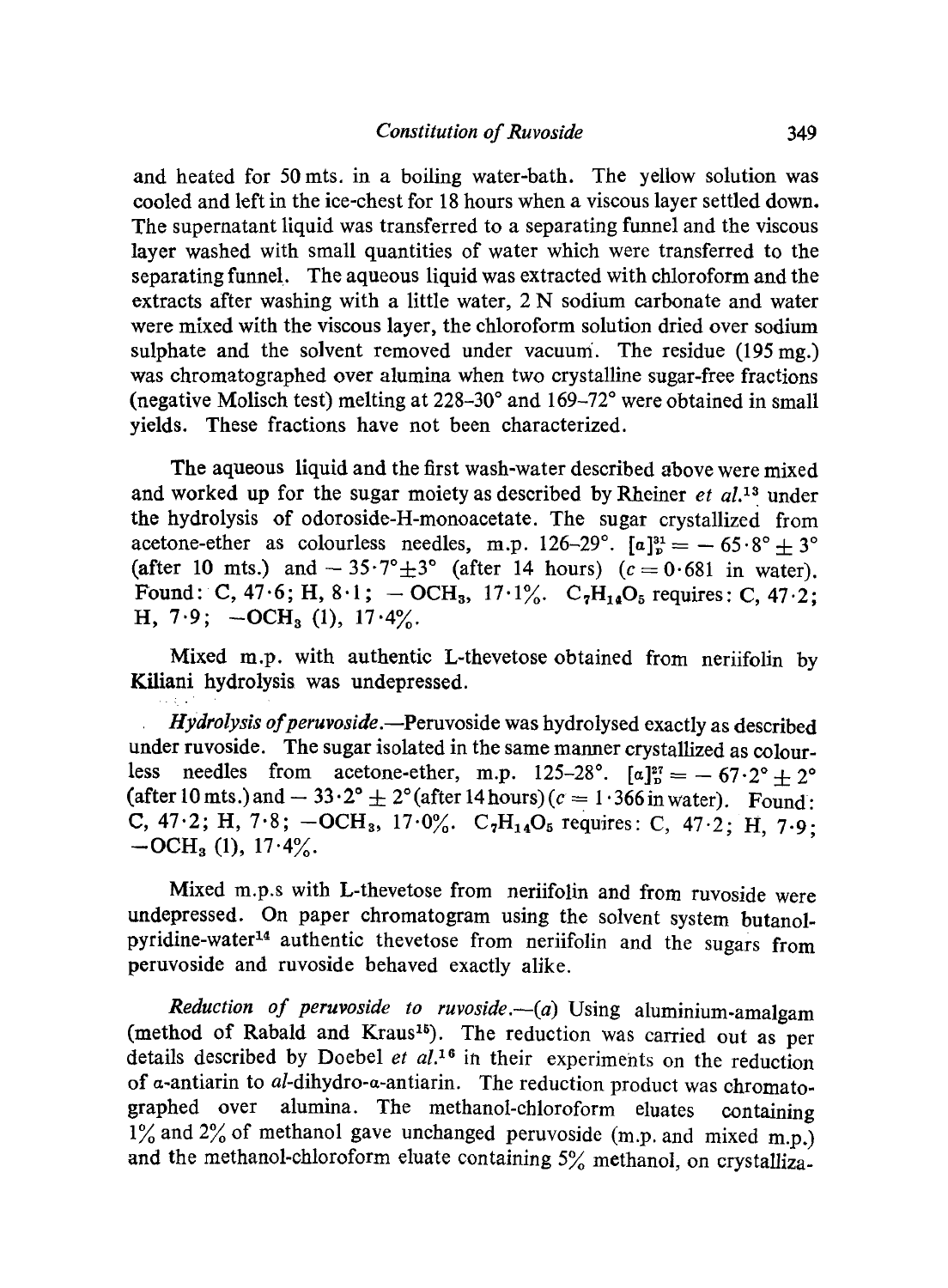and heated for 50 mts. in a boiling water-bath. The yellow solution was cooled and left in the ice-chest for 18 hours when a viscous layer settled down. The supernatant liquid was transferred to a separating funnel and the viscous layer washed with small quantities of water which were transferred to the separating funnel. The aqueous liquid was extracted with chloroform and the extracts after washing with a little water, 2 N sodium carbonate and water were mixed with the viscous layer, the chloroform solution dried over sodium sulphate and the solvent removed under vacuum. The residue (195 mg.) was chromatographed over alumina when two crystalline sugar-free fractions (negative Molisch test) melting at 228–30° and 169–72° were obtained in small yields. These fractions have not been characterized.

The aqueous liquid and the first wash-water described above were mixed and worked up for the sugar moiety as described by Rheiner *et al.*[13] under the hydrolysis of odoroside-H-monoacetate. The sugar crystallized from acetone-ether as colourless needles, m.p. 126–29°. $[\alpha]_D^{31} = -65 \cdot 8° \pm 3°$ (after 10 mts.) and $-35 \cdot 7° \pm 3°$ (after 14 hours) ($c = 0 \cdot 681$ in water). Found: C, 47·6; H, 8·1; $-OCH_3$, 17·1%. $C_7H_{14}O_5$ requires: C, 47·2; H, 7·9; $-OCH_3$ (1), 17·4%.

Mixed m.p. with authentic L-thevetose obtained from neriifolin by Kiliani hydrolysis was undepressed.

*Hydrolysis of peruvoside.*—Peruvoside was hydrolysed exactly as described under ruvoside. The sugar isolated in the same manner crystallized as colourless needles from acetone-ether, m.p. 125–28°. $[\alpha]_D^{27} = -67 \cdot 2° \pm 2°$ (after 10 mts.) and $-33 \cdot 2° \pm 2°$ (after 14 hours) ($c = 1 \cdot 366$ in water). Found: C, 47·2; H, 7·8; $-OCH_3$, 17·0%. $C_7H_{14}O_5$ requires: C, 47·2; H, 7·9; $-OCH_3$ (1), 17·4%.

Mixed m.p.s with L-thevetose from neriifolin and from ruvoside were undepressed. On paper chromatogram using the solvent system butanol-pyridine-water[14] authentic thevetose from neriifolin and the sugars from peruvoside and ruvoside behaved exactly alike.

*Reduction of peruvoside to ruvoside.*—(*a*) Using aluminium-amalgam (method of Rabald and Kraus[15]). The reduction was carried out as per details described by Doebel *et al.*[16] in their experiments on the reduction of α-antiarin to *al*-dihydro-α-antiarin. The reduction product was chromatographed over alumina. The methanol-chloroform eluates containing 1% and 2% of methanol gave unchanged peruvoside (m.p. and mixed m.p.) and the methanol-chloroform eluate containing 5% methanol, on crystalliza-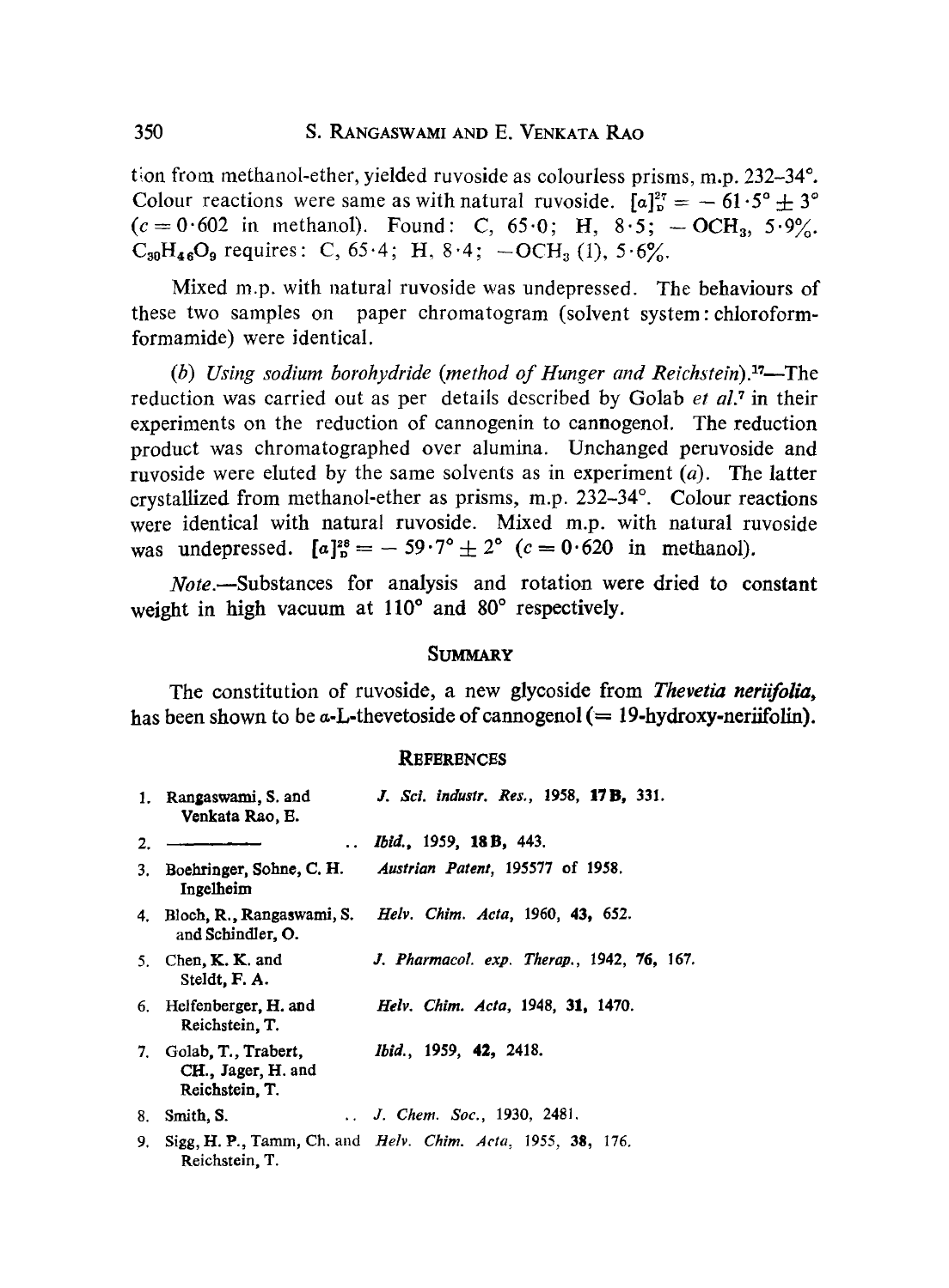tion from methanol-ether, yielded ruvoside as colourless prisms, m.p. 232–34°. Colour reactions were same as with natural ruvoside. $[\alpha]_D^{27} = -61 \cdot 5° \pm 3°$ ($c = 0 \cdot 602$ in methanol). Found: C, 65·0; H, 8·5; $-OCH_3$, 5·9%. $C_{30}H_{46}O_9$ requires: C, 65·4; H, 8·4; $-OCH_3$ (1), 5·6%.

Mixed m.p. with natural ruvoside was undepressed. The behaviours of these two samples on paper chromatogram (solvent system: chloroform-formamide) were identical.

(*b*) *Using sodium borohydride* (*method of Hunger and Reichstein*).[17]—The reduction was carried out as per details described by Golab *et al.*[7] in their experiments on the reduction of cannogenin to cannogenol. The reduction product was chromatographed over alumina. Unchanged peruvoside and ruvoside were eluted by the same solvents as in experiment (*a*). The latter crystallized from methanol-ether as prisms, m.p. 232–34°. Colour reactions were identical with natural ruvoside. Mixed m.p. with natural ruvoside was undepressed. $[\alpha]_D^{28} = -59 \cdot 7° \pm 2°$ ($c = 0 \cdot 620$ in methanol).

*Note*.—Substances for analysis and rotation were dried to constant weight in high vacuum at 110° and 80° respectively.

## Summary

The constitution of ruvoside, a new glycoside from ***Thevetia neriifolia***, has been shown to be α-L-thevetoside of cannogenol (= 19-hydroxy-neriifolin).

## References

1. Rangaswami, S. and Venkata Rao, E. — *J. Sci. industr. Res.*, 1958, **17B**, 331.
2. ———— .. *Ibid.*, 1959, **18B**, 443.
3. Boehringer, Sohne, C. H. Ingelheim — *Austrian Patent*, 195577 of 1958.
4. Bloch, R., Rangaswami, S. and Schindler, O. — *Helv. Chim. Acta*, 1960, **43**, 652.
5. Chen, K. K. and Steldt, F. A. — *J. Pharmacol. exp. Therap.*, 1942, **76**, 167.
6. Helfenberger, H. and Reichstein, T. — *Helv. Chim. Acta*, 1948, **31**, 1470.
7. Golab, T., Trabert, CH., Jager, H. and Reichstein, T. — *Ibid.*, 1959, **42**, 2418.
8. Smith, S. .. *J. Chem. Soc.*, 1930, 2481.
9. Sigg, H. P., Tamm, Ch. and Reichstein, T. — *Helv. Chim. Acta*, 1955, **38**, 176.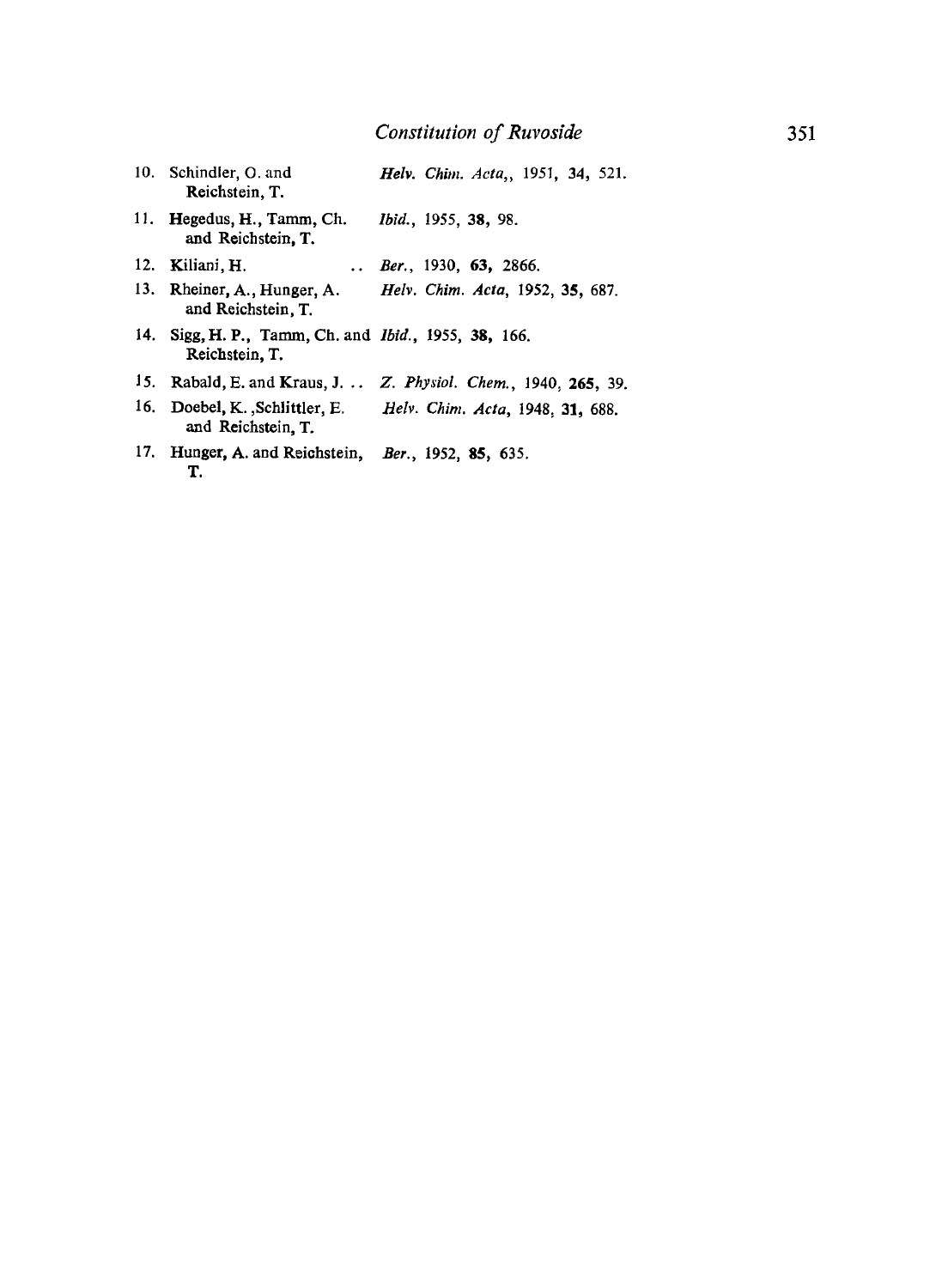10. Schindler, O. and Reichstein, T. — *Helv. Chim. Acta*,, 1951, **34**, 521.
11. Hegedus, H., Tamm, Ch. and Reichstein, T. — *Ibid.*, 1955, **38**, 98.
12. Kiliani, H. .. *Ber.*, 1930, **63**, 2866.
13. Rheiner, A., Hunger, A. and Reichstein, T. — *Helv. Chim. Acta*, 1952, **35**, 687.
14. Sigg, H. P., Tamm, Ch. and Reichstein, T. — *Ibid.*, 1955, **38**, 166.
15. Rabald, E. and Kraus, J. .. *Z. Physiol. Chem.*, 1940, **265**, 39.
16. Doebel, K. ,Schlittler, E. and Reichstein, T. — *Helv. Chim. Acta*, 1948, **31**, 688.
17. Hunger, A. and Reichstein, T. — *Ber.*, 1952, **85**, 635.